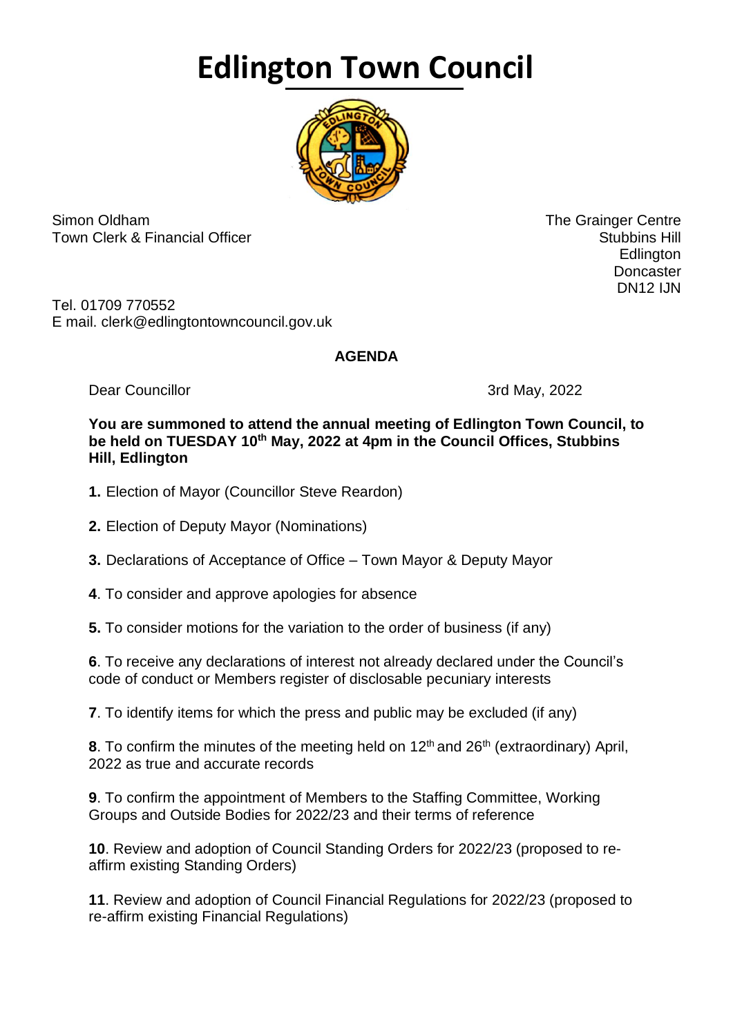# Edlington Town Council

Simon Oldham
Town Clerk & Financial Officer

The Grainger Centre
Stubbins Hill
Edlington
Doncaster
DN12 IJN

Tel. 01709 770552
E mail. clerk@edlingtontowncouncil.gov.uk

**AGENDA**

Dear Councillor

3rd May, 2022

**You are summoned to attend the annual meeting of Edlington Town Council, to be held on TUESDAY 10th May, 2022 at 4pm in the Council Offices, Stubbins Hill, Edlington**

**1.** Election of Mayor (Councillor Steve Reardon)

**2.** Election of Deputy Mayor (Nominations)

**3.** Declarations of Acceptance of Office – Town Mayor & Deputy Mayor

**4**. To consider and approve apologies for absence

**5.** To consider motions for the variation to the order of business (if any)

**6**. To receive any declarations of interest not already declared under the Council's code of conduct or Members register of disclosable pecuniary interests

**7**. To identify items for which the press and public may be excluded (if any)

**8**. To confirm the minutes of the meeting held on 12th and 26th (extraordinary) April, 2022 as true and accurate records

**9**. To confirm the appointment of Members to the Staffing Committee, Working Groups and Outside Bodies for 2022/23 and their terms of reference

**10**. Review and adoption of Council Standing Orders for 2022/23 (proposed to re-affirm existing Standing Orders)

**11**. Review and adoption of Council Financial Regulations for 2022/23 (proposed to re-affirm existing Financial Regulations)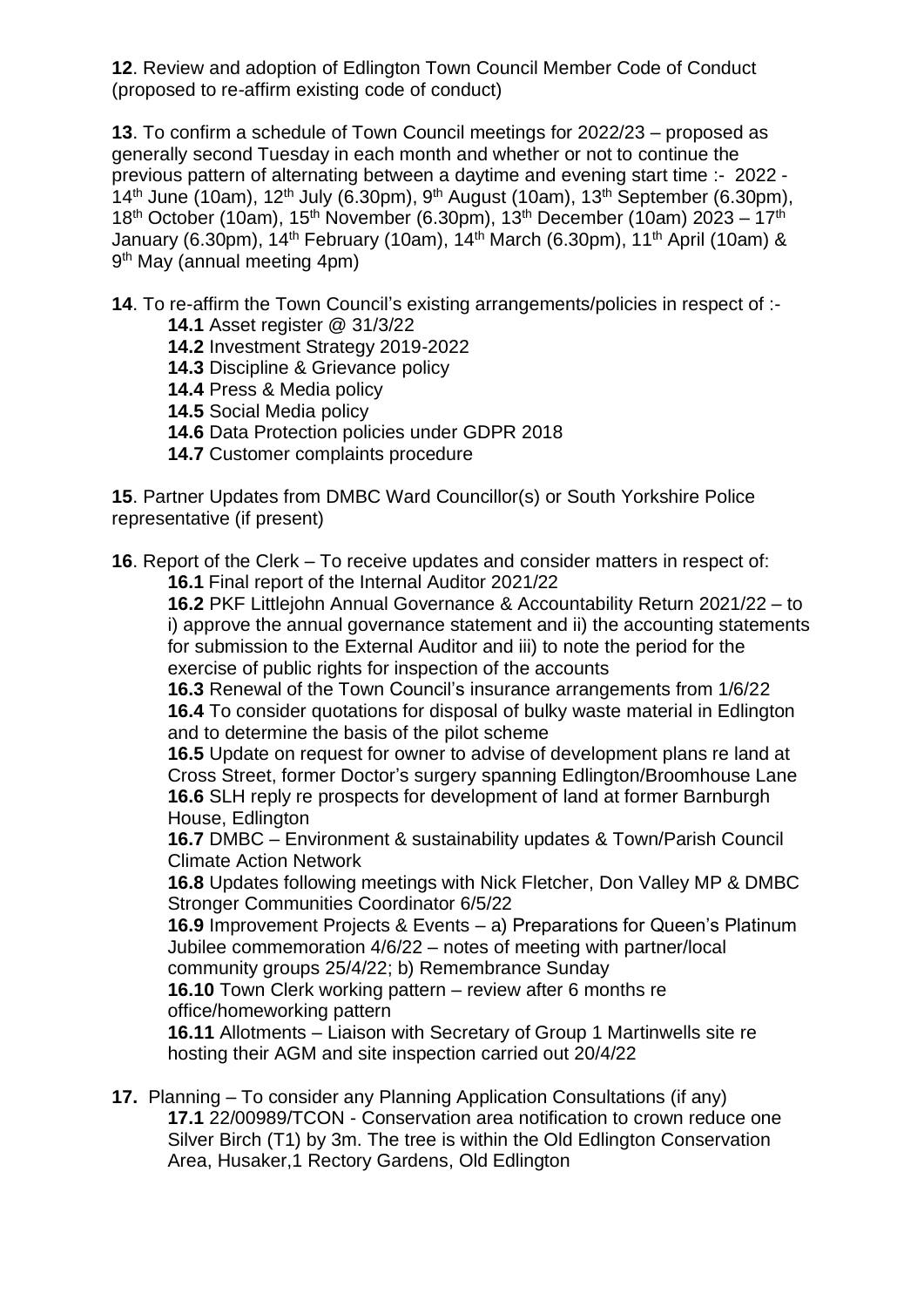**12**. Review and adoption of Edlington Town Council Member Code of Conduct (proposed to re-affirm existing code of conduct)

**13**. To confirm a schedule of Town Council meetings for 2022/23 – proposed as generally second Tuesday in each month and whether or not to continue the previous pattern of alternating between a daytime and evening start time :- 2022 - 14th June (10am), 12th July (6.30pm), 9th August (10am), 13th September (6.30pm), 18th October (10am), 15th November (6.30pm), 13th December (10am) 2023 – 17th January (6.30pm), 14th February (10am), 14th March (6.30pm), 11th April (10am) & 9th May (annual meeting 4pm)

**14**. To re-affirm the Town Council's existing arrangements/policies in respect of :-

- **14.1** Asset register @ 31/3/22
- **14.2** Investment Strategy 2019-2022
- **14.3** Discipline & Grievance policy
- **14.4** Press & Media policy
- **14.5** Social Media policy
- **14.6** Data Protection policies under GDPR 2018
- **14.7** Customer complaints procedure

**15**. Partner Updates from DMBC Ward Councillor(s) or South Yorkshire Police representative (if present)

**16**. Report of the Clerk – To receive updates and consider matters in respect of:

**16.1** Final report of the Internal Auditor 2021/22

**16.2** PKF Littlejohn Annual Governance & Accountability Return 2021/22 – to i) approve the annual governance statement and ii) the accounting statements for submission to the External Auditor and iii) to note the period for the exercise of public rights for inspection of the accounts

**16.3** Renewal of the Town Council's insurance arrangements from 1/6/22

**16.4** To consider quotations for disposal of bulky waste material in Edlington and to determine the basis of the pilot scheme

**16.5** Update on request for owner to advise of development plans re land at Cross Street, former Doctor's surgery spanning Edlington/Broomhouse Lane

**16.6** SLH reply re prospects for development of land at former Barnburgh House, Edlington

**16.7** DMBC – Environment & sustainability updates & Town/Parish Council Climate Action Network

**16.8** Updates following meetings with Nick Fletcher, Don Valley MP & DMBC Stronger Communities Coordinator 6/5/22

**16.9** Improvement Projects & Events – a) Preparations for Queen's Platinum Jubilee commemoration 4/6/22 – notes of meeting with partner/local community groups 25/4/22; b) Remembrance Sunday

**16.10** Town Clerk working pattern – review after 6 months re office/homeworking pattern

**16.11** Allotments – Liaison with Secretary of Group 1 Martinwells site re hosting their AGM and site inspection carried out 20/4/22

**17.** Planning – To consider any Planning Application Consultations (if any)

**17.1** 22/00989/TCON - Conservation area notification to crown reduce one Silver Birch (T1) by 3m. The tree is within the Old Edlington Conservation Area, Husaker,1 Rectory Gardens, Old Edlington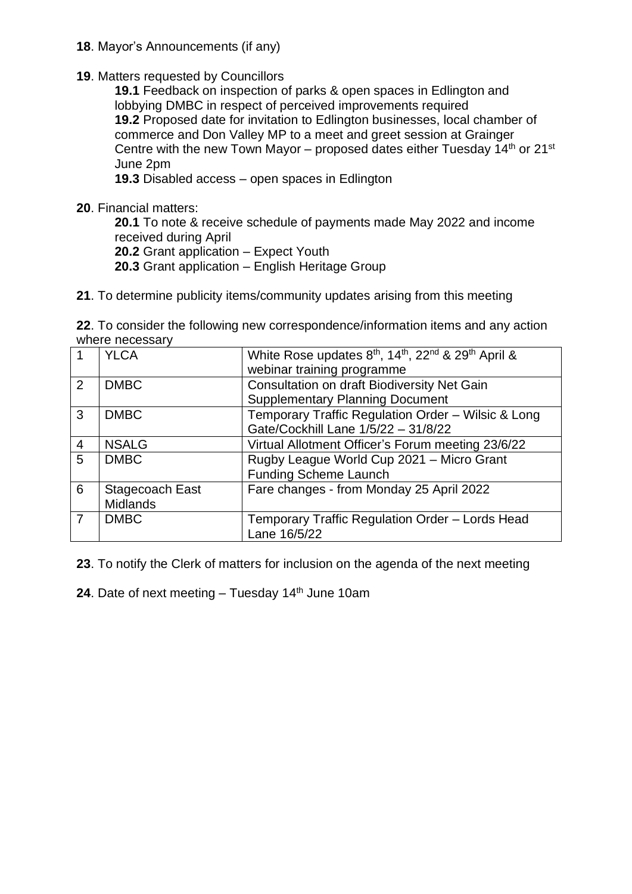**18**. Mayor's Announcements (if any)

**19**. Matters requested by Councillors

**19.1** Feedback on inspection of parks & open spaces in Edlington and lobbying DMBC in respect of perceived improvements required

**19.2** Proposed date for invitation to Edlington businesses, local chamber of commerce and Don Valley MP to a meet and greet session at Grainger Centre with the new Town Mayor – proposed dates either Tuesday 14th or 21st June 2pm

**19.3** Disabled access – open spaces in Edlington

**20**. Financial matters:

**20.1** To note & receive schedule of payments made May 2022 and income received during April

**20.2** Grant application – Expect Youth

**20.3** Grant application – English Heritage Group

**21**. To determine publicity items/community updates arising from this meeting

**22**. To consider the following new correspondence/information items and any action where necessary

| | | |
|---|---|---|
| 1 | YLCA | White Rose updates 8th, 14th, 22nd & 29th April & webinar training programme |
| 2 | DMBC | Consultation on draft Biodiversity Net Gain Supplementary Planning Document |
| 3 | DMBC | Temporary Traffic Regulation Order – Wilsic & Long Gate/Cockhill Lane 1/5/22 – 31/8/22 |
| 4 | NSALG | Virtual Allotment Officer's Forum meeting 23/6/22 |
| 5 | DMBC | Rugby League World Cup 2021 – Micro Grant Funding Scheme Launch |
| 6 | Stagecoach East Midlands | Fare changes - from Monday 25 April 2022 |
| 7 | DMBC | Temporary Traffic Regulation Order – Lords Head Lane 16/5/22 |

**23**. To notify the Clerk of matters for inclusion on the agenda of the next meeting

**24**. Date of next meeting – Tuesday 14th June 10am